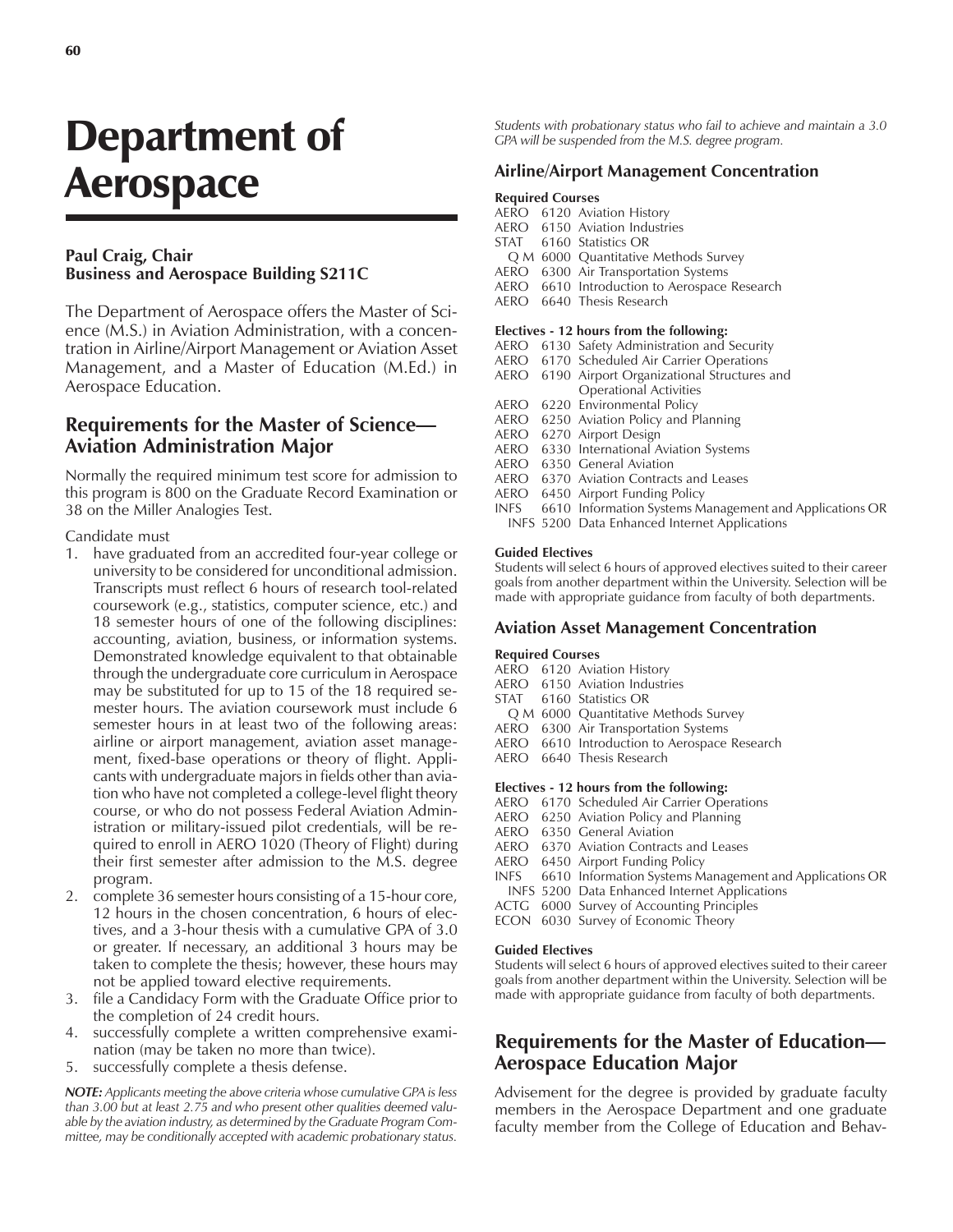# Department of Aerospace

**Paul Craig, Chair**
**Business and Aerospace Building S211C**

The Department of Aerospace offers the Master of Science (M.S.) in Aviation Administration, with a concentration in Airline/Airport Management or Aviation Asset Management, and a Master of Education (M.Ed.) in Aerospace Education.

## Requirements for the Master of Science—Aviation Administration Major

Normally the required minimum test score for admission to this program is 800 on the Graduate Record Examination or 38 on the Miller Analogies Test.

Candidate must

1. have graduated from an accredited four-year college or university to be considered for unconditional admission. Transcripts must reflect 6 hours of research tool-related coursework (e.g., statistics, computer science, etc.) and 18 semester hours of one of the following disciplines: accounting, aviation, business, or information systems. Demonstrated knowledge equivalent to that obtainable through the undergraduate core curriculum in Aerospace may be substituted for up to 15 of the 18 required semester hours. The aviation coursework must include 6 semester hours in at least two of the following areas: airline or airport management, aviation asset management, fixed-base operations or theory of flight. Applicants with undergraduate majors in fields other than aviation who have not completed a college-level flight theory course, or who do not possess Federal Aviation Administration or military-issued pilot credentials, will be required to enroll in AERO 1020 (Theory of Flight) during their first semester after admission to the M.S. degree program.
2. complete 36 semester hours consisting of a 15-hour core, 12 hours in the chosen concentration, 6 hours of electives, and a 3-hour thesis with a cumulative GPA of 3.0 or greater. If necessary, an additional 3 hours may be taken to complete the thesis; however, these hours may not be applied toward elective requirements.
3. file a Candidacy Form with the Graduate Office prior to the completion of 24 credit hours.
4. successfully complete a written comprehensive examination (may be taken no more than twice).
5. successfully complete a thesis defense.

***NOTE:*** *Applicants meeting the above criteria whose cumulative GPA is less than 3.00 but at least 2.75 and who present other qualities deemed valuable by the aviation industry, as determined by the Graduate Program Committee, may be conditionally accepted with academic probationary status. Students with probationary status who fail to achieve and maintain a 3.0 GPA will be suspended from the M.S. degree program.*

### Airline/Airport Management Concentration

**Required Courses**

AERO 6120 Aviation History
AERO 6150 Aviation Industries
STAT 6160 Statistics OR
Q M 6000 Quantitative Methods Survey
AERO 6300 Air Transportation Systems
AERO 6610 Introduction to Aerospace Research
AERO 6640 Thesis Research

**Electives - 12 hours from the following:**

AERO 6130 Safety Administration and Security
AERO 6170 Scheduled Air Carrier Operations
AERO 6190 Airport Organizational Structures and Operational Activities
AERO 6220 Environmental Policy
AERO 6250 Aviation Policy and Planning
AERO 6270 Airport Design
AERO 6330 International Aviation Systems
AERO 6350 General Aviation
AERO 6370 Aviation Contracts and Leases
AERO 6450 Airport Funding Policy
INFS 6610 Information Systems Management and Applications OR
INFS 5200 Data Enhanced Internet Applications

**Guided Electives**

Students will select 6 hours of approved electives suited to their career goals from another department within the University. Selection will be made with appropriate guidance from faculty of both departments.

### Aviation Asset Management Concentration

**Required Courses**

AERO 6120 Aviation History
AERO 6150 Aviation Industries
STAT 6160 Statistics OR
Q M 6000 Quantitative Methods Survey
AERO 6300 Air Transportation Systems
AERO 6610 Introduction to Aerospace Research
AERO 6640 Thesis Research

**Electives - 12 hours from the following:**

AERO 6170 Scheduled Air Carrier Operations
AERO 6250 Aviation Policy and Planning
AERO 6350 General Aviation
AERO 6370 Aviation Contracts and Leases
AERO 6450 Airport Funding Policy
INFS 6610 Information Systems Management and Applications OR
INFS 5200 Data Enhanced Internet Applications
ACTG 6000 Survey of Accounting Principles
ECON 6030 Survey of Economic Theory

**Guided Electives**

Students will select 6 hours of approved electives suited to their career goals from another department within the University. Selection will be made with appropriate guidance from faculty of both departments.

## Requirements for the Master of Education—Aerospace Education Major

Advisement for the degree is provided by graduate faculty members in the Aerospace Department and one graduate faculty member from the College of Education and Behav-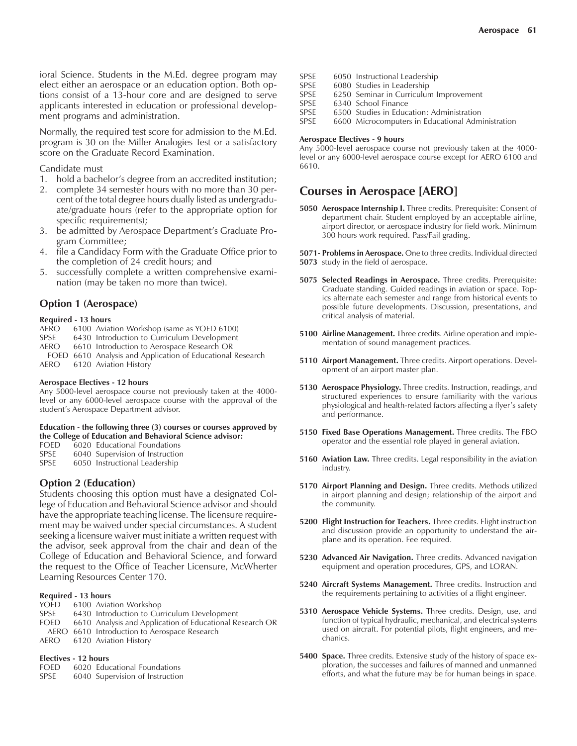ioral Science. Students in the M.Ed. degree program may elect either an aerospace or an education option. Both options consist of a 13-hour core and are designed to serve applicants interested in education or professional development programs and administration.

Normally, the required test score for admission to the M.Ed. program is 30 on the Miller Analogies Test or a satisfactory score on the Graduate Record Examination.

Candidate must

1. hold a bachelor's degree from an accredited institution;
2. complete 34 semester hours with no more than 30 percent of the total degree hours dually listed as undergraduate/graduate hours (refer to the appropriate option for specific requirements);
3. be admitted by Aerospace Department's Graduate Program Committee;
4. file a Candidacy Form with the Graduate Office prior to the completion of 24 credit hours; and
5. successfully complete a written comprehensive examination (may be taken no more than twice).

### Option 1 (Aerospace)

**Required - 13 hours**

AERO 6100 Aviation Workshop (same as YOED 6100)
SPSE 6430 Introduction to Curriculum Development
AERO 6610 Introduction to Aerospace Research OR
FOED 6610 Analysis and Application of Educational Research
AERO 6120 Aviation History

**Aerospace Electives - 12 hours**

Any 5000-level aerospace course not previously taken at the 4000-level or any 6000-level aerospace course with the approval of the student's Aerospace Department advisor.

**Education - the following three (3) courses or courses approved by the College of Education and Behavioral Science advisor:**

FOED 6020 Educational Foundations
SPSE 6040 Supervision of Instruction
SPSE 6050 Instructional Leadership

### Option 2 (Education)

Students choosing this option must have a designated College of Education and Behavioral Science advisor and should have the appropriate teaching license. The licensure requirement may be waived under special circumstances. A student seeking a licensure waiver must initiate a written request with the advisor, seek approval from the chair and dean of the College of Education and Behavioral Science, and forward the request to the Office of Teacher Licensure, McWherter Learning Resources Center 170.

**Required - 13 hours**

YOED 6100 Aviation Workshop
SPSE 6430 Introduction to Curriculum Development
FOED 6610 Analysis and Application of Educational Research OR
AERO 6610 Introduction to Aerospace Research
AERO 6120 Aviation History

**Electives - 12 hours**

FOED 6020 Educational Foundations
SPSE 6040 Supervision of Instruction
SPSE 6050 Instructional Leadership
SPSE 6080 Studies in Leadership
SPSE 6250 Seminar in Curriculum Improvement
SPSE 6340 School Finance
SPSE 6500 Studies in Education: Administration
SPSE 6600 Microcomputers in Educational Administration

**Aerospace Electives - 9 hours**

Any 5000-level aerospace course not previously taken at the 4000-level or any 6000-level aerospace course except for AERO 6100 and 6610.

## Courses in Aerospace [AERO]

**5050 Aerospace Internship I.** Three credits. Prerequisite: Consent of department chair. Student employed by an acceptable airline, airport director, or aerospace industry for field work. Minimum 300 hours work required. Pass/Fail grading.

**5071-5073 Problems in Aerospace.** One to three credits. Individual directed study in the field of aerospace.

**5075 Selected Readings in Aerospace.** Three credits. Prerequisite: Graduate standing. Guided readings in aviation or space. Topics alternate each semester and range from historical events to possible future developments. Discussion, presentations, and critical analysis of material.

**5100 Airline Management.** Three credits. Airline operation and implementation of sound management practices.

**5110 Airport Management.** Three credits. Airport operations. Development of an airport master plan.

**5130 Aerospace Physiology.** Three credits. Instruction, readings, and structured experiences to ensure familiarity with the various physiological and health-related factors affecting a flyer's safety and performance.

**5150 Fixed Base Operations Management.** Three credits. The FBO operator and the essential role played in general aviation.

**5160 Aviation Law.** Three credits. Legal responsibility in the aviation industry.

**5170 Airport Planning and Design.** Three credits. Methods utilized in airport planning and design; relationship of the airport and the community.

**5200 Flight Instruction for Teachers.** Three credits. Flight instruction and discussion provide an opportunity to understand the airplane and its operation. Fee required.

**5230 Advanced Air Navigation.** Three credits. Advanced navigation equipment and operation procedures, GPS, and LORAN.

**5240 Aircraft Systems Management.** Three credits. Instruction and the requirements pertaining to activities of a flight engineer.

**5310 Aerospace Vehicle Systems.** Three credits. Design, use, and function of typical hydraulic, mechanical, and electrical systems used on aircraft. For potential pilots, flight engineers, and mechanics.

**5400 Space.** Three credits. Extensive study of the history of space exploration, the successes and failures of manned and unmanned efforts, and what the future may be for human beings in space.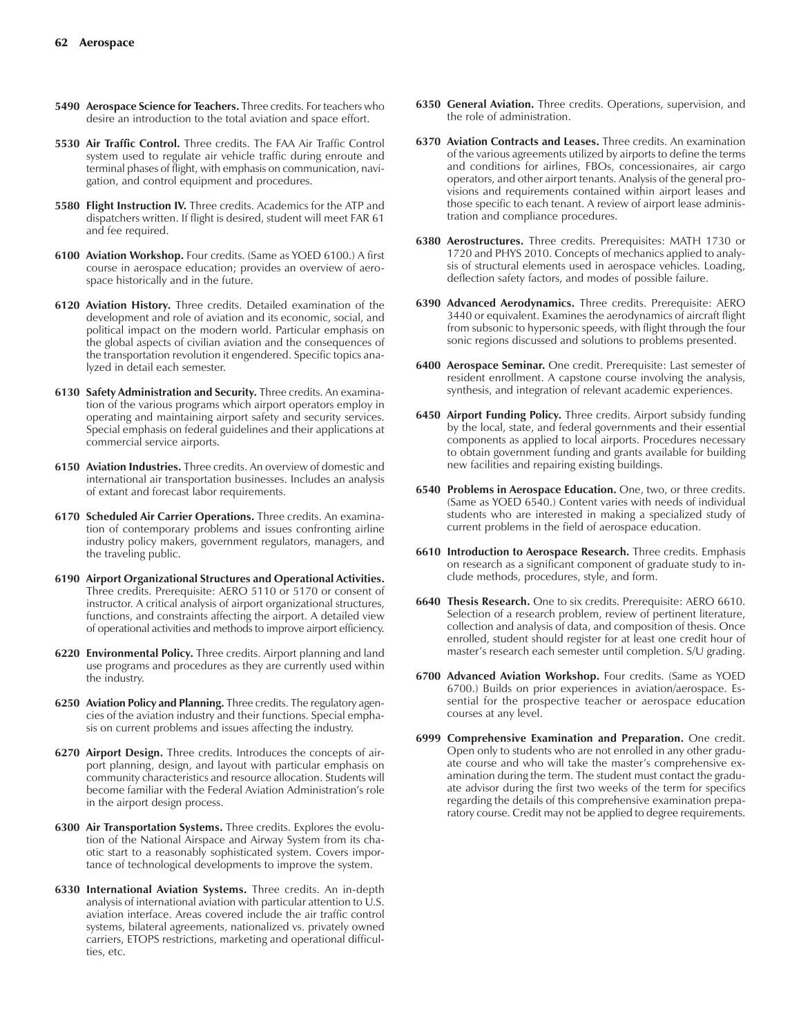**5490 Aerospace Science for Teachers.** Three credits. For teachers who desire an introduction to the total aviation and space effort.

**5530 Air Traffic Control.** Three credits. The FAA Air Traffic Control system used to regulate air vehicle traffic during enroute and terminal phases of flight, with emphasis on communication, navigation, and control equipment and procedures.

**5580 Flight Instruction IV.** Three credits. Academics for the ATP and dispatchers written. If flight is desired, student will meet FAR 61 and fee required.

**6100 Aviation Workshop.** Four credits. (Same as YOED 6100.) A first course in aerospace education; provides an overview of aerospace historically and in the future.

**6120 Aviation History.** Three credits. Detailed examination of the development and role of aviation and its economic, social, and political impact on the modern world. Particular emphasis on the global aspects of civilian aviation and the consequences of the transportation revolution it engendered. Specific topics analyzed in detail each semester.

**6130 Safety Administration and Security.** Three credits. An examination of the various programs which airport operators employ in operating and maintaining airport safety and security services. Special emphasis on federal guidelines and their applications at commercial service airports.

**6150 Aviation Industries.** Three credits. An overview of domestic and international air transportation businesses. Includes an analysis of extant and forecast labor requirements.

**6170 Scheduled Air Carrier Operations.** Three credits. An examination of contemporary problems and issues confronting airline industry policy makers, government regulators, managers, and the traveling public.

**6190 Airport Organizational Structures and Operational Activities.** Three credits. Prerequisite: AERO 5110 or 5170 or consent of instructor. A critical analysis of airport organizational structures, functions, and constraints affecting the airport. A detailed view of operational activities and methods to improve airport efficiency.

**6220 Environmental Policy.** Three credits. Airport planning and land use programs and procedures as they are currently used within the industry.

**6250 Aviation Policy and Planning.** Three credits. The regulatory agencies of the aviation industry and their functions. Special emphasis on current problems and issues affecting the industry.

**6270 Airport Design.** Three credits. Introduces the concepts of airport planning, design, and layout with particular emphasis on community characteristics and resource allocation. Students will become familiar with the Federal Aviation Administration's role in the airport design process.

**6300 Air Transportation Systems.** Three credits. Explores the evolution of the National Airspace and Airway System from its chaotic start to a reasonably sophisticated system. Covers importance of technological developments to improve the system.

**6330 International Aviation Systems.** Three credits. An in-depth analysis of international aviation with particular attention to U.S. aviation interface. Areas covered include the air traffic control systems, bilateral agreements, nationalized vs. privately owned carriers, ETOPS restrictions, marketing and operational difficulties, etc.

**6350 General Aviation.** Three credits. Operations, supervision, and the role of administration.

**6370 Aviation Contracts and Leases.** Three credits. An examination of the various agreements utilized by airports to define the terms and conditions for airlines, FBOs, concessionaires, air cargo operators, and other airport tenants. Analysis of the general provisions and requirements contained within airport leases and those specific to each tenant. A review of airport lease administration and compliance procedures.

**6380 Aerostructures.** Three credits. Prerequisites: MATH 1730 or 1720 and PHYS 2010. Concepts of mechanics applied to analysis of structural elements used in aerospace vehicles. Loading, deflection safety factors, and modes of possible failure.

**6390 Advanced Aerodynamics.** Three credits. Prerequisite: AERO 3440 or equivalent. Examines the aerodynamics of aircraft flight from subsonic to hypersonic speeds, with flight through the four sonic regions discussed and solutions to problems presented.

**6400 Aerospace Seminar.** One credit. Prerequisite: Last semester of resident enrollment. A capstone course involving the analysis, synthesis, and integration of relevant academic experiences.

**6450 Airport Funding Policy.** Three credits. Airport subsidy funding by the local, state, and federal governments and their essential components as applied to local airports. Procedures necessary to obtain government funding and grants available for building new facilities and repairing existing buildings.

**6540 Problems in Aerospace Education.** One, two, or three credits. (Same as YOED 6540.) Content varies with needs of individual students who are interested in making a specialized study of current problems in the field of aerospace education.

**6610 Introduction to Aerospace Research.** Three credits. Emphasis on research as a significant component of graduate study to include methods, procedures, style, and form.

**6640 Thesis Research.** One to six credits. Prerequisite: AERO 6610. Selection of a research problem, review of pertinent literature, collection and analysis of data, and composition of thesis. Once enrolled, student should register for at least one credit hour of master's research each semester until completion. S/U grading.

**6700 Advanced Aviation Workshop.** Four credits. (Same as YOED 6700.) Builds on prior experiences in aviation/aerospace. Essential for the prospective teacher or aerospace education courses at any level.

**6999 Comprehensive Examination and Preparation.** One credit. Open only to students who are not enrolled in any other graduate course and who will take the master's comprehensive examination during the term. The student must contact the graduate advisor during the first two weeks of the term for specifics regarding the details of this comprehensive examination preparatory course. Credit may not be applied to degree requirements.